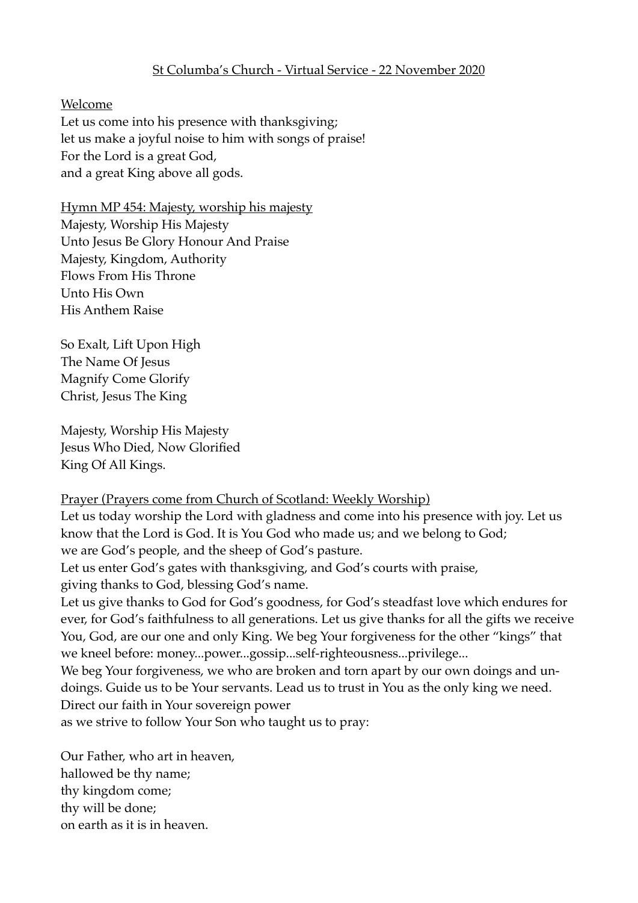# St Columba's Church - Virtual Service - 22 November 2020

## Welcome

Let us come into his presence with thanksgiving;
let us make a joyful noise to him with songs of praise!
For the Lord is a great God,
and a great King above all gods.

## Hymn MP 454: Majesty, worship his majesty

Majesty, Worship His Majesty
Unto Jesus Be Glory Honour And Praise
Majesty, Kingdom, Authority
Flows From His Throne
Unto His Own
His Anthem Raise

So Exalt, Lift Upon High
The Name Of Jesus
Magnify Come Glorify
Christ, Jesus The King

Majesty, Worship His Majesty
Jesus Who Died, Now Glorified
King Of All Kings.

## Prayer (Prayers come from Church of Scotland: Weekly Worship)

Let us today worship the Lord with gladness and come into his presence with joy. Let us know that the Lord is God. It is You God who made us; and we belong to God;
we are God's people, and the sheep of God's pasture.
Let us enter God's gates with thanksgiving, and God's courts with praise,
giving thanks to God, blessing God's name.
Let us give thanks to God for God's goodness, for God's steadfast love which endures for ever, for God's faithfulness to all generations. Let us give thanks for all the gifts we receive
You, God, are our one and only King. We beg Your forgiveness for the other "kings" that we kneel before: money...power...gossip...self-righteousness...privilege...
We beg Your forgiveness, we who are broken and torn apart by our own doings and un-doings. Guide us to be Your servants. Lead us to trust in You as the only king we need.
Direct our faith in Your sovereign power
as we strive to follow Your Son who taught us to pray:

Our Father, who art in heaven,
hallowed be thy name;
thy kingdom come;
thy will be done;
on earth as it is in heaven.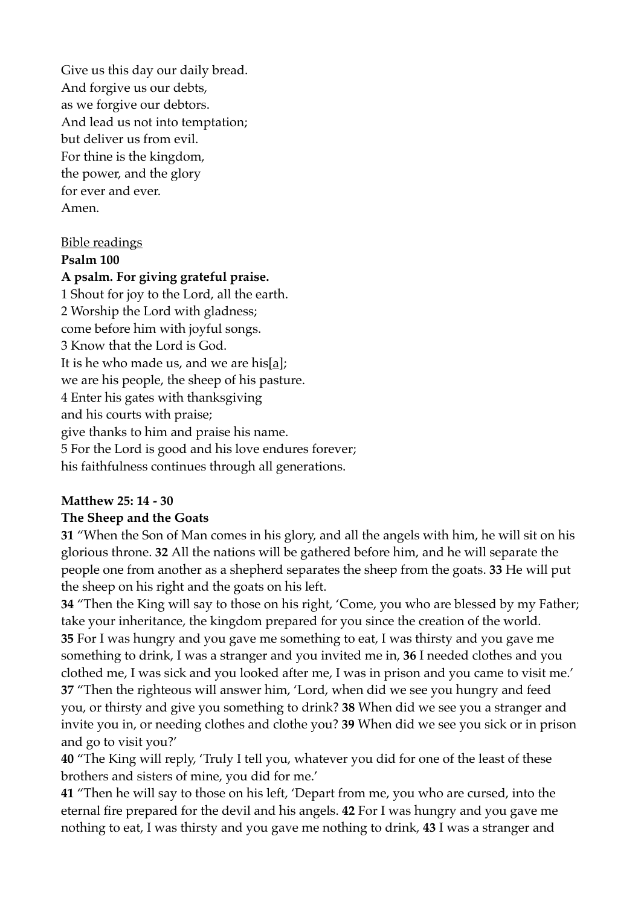Give us this day our daily bread.
And forgive us our debts,
as we forgive our debtors.
And lead us not into temptation;
but deliver us from evil.
For thine is the kingdom,
the power, and the glory
for ever and ever.
Amen.

<u>Bible readings</u>

**Psalm 100**

**A psalm. For giving grateful praise.**

1 Shout for joy to the Lord, all the earth.
2 Worship the Lord with gladness;
come before him with joyful songs.
3 Know that the Lord is God.
It is he who made us, and we are his[a];
we are his people, the sheep of his pasture.
4 Enter his gates with thanksgiving
and his courts with praise;
give thanks to him and praise his name.
5 For the Lord is good and his love endures forever;
his faithfulness continues through all generations.

**Matthew 25: 14 - 30**

**The Sheep and the Goats**

**31** "When the Son of Man comes in his glory, and all the angels with him, he will sit on his glorious throne. **32** All the nations will be gathered before him, and he will separate the people one from another as a shepherd separates the sheep from the goats. **33** He will put the sheep on his right and the goats on his left.

**34** "Then the King will say to those on his right, 'Come, you who are blessed by my Father; take your inheritance, the kingdom prepared for you since the creation of the world. **35** For I was hungry and you gave me something to eat, I was thirsty and you gave me something to drink, I was a stranger and you invited me in, **36** I needed clothes and you clothed me, I was sick and you looked after me, I was in prison and you came to visit me.'

**37** "Then the righteous will answer him, 'Lord, when did we see you hungry and feed you, or thirsty and give you something to drink? **38** When did we see you a stranger and invite you in, or needing clothes and clothe you? **39** When did we see you sick or in prison and go to visit you?'

**40** "The King will reply, 'Truly I tell you, whatever you did for one of the least of these brothers and sisters of mine, you did for me.'

**41** "Then he will say to those on his left, 'Depart from me, you who are cursed, into the eternal fire prepared for the devil and his angels. **42** For I was hungry and you gave me nothing to eat, I was thirsty and you gave me nothing to drink, **43** I was a stranger and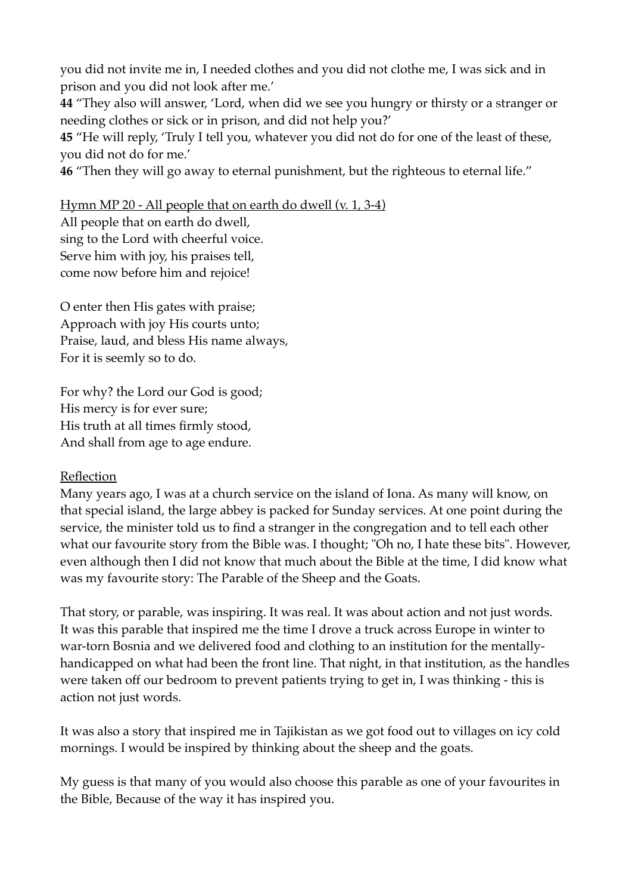you did not invite me in, I needed clothes and you did not clothe me, I was sick and in prison and you did not look after me.'

**44** "They also will answer, 'Lord, when did we see you hungry or thirsty or a stranger or needing clothes or sick or in prison, and did not help you?'

**45** "He will reply, 'Truly I tell you, whatever you did not do for one of the least of these, you did not do for me.'

**46** "Then they will go away to eternal punishment, but the righteous to eternal life."

<u>Hymn MP 20 - All people that on earth do dwell (v. 1, 3-4)</u>

All people that on earth do dwell,
sing to the Lord with cheerful voice.
Serve him with joy, his praises tell,
come now before him and rejoice!

O enter then His gates with praise;
Approach with joy His courts unto;
Praise, laud, and bless His name always,
For it is seemly so to do.

For why? the Lord our God is good;
His mercy is for ever sure;
His truth at all times firmly stood,
And shall from age to age endure.

<u>Reflection</u>

Many years ago, I was at a church service on the island of Iona. As many will know, on that special island, the large abbey is packed for Sunday services. At one point during the service, the minister told us to find a stranger in the congregation and to tell each other what our favourite story from the Bible was. I thought; "Oh no, I hate these bits". However, even although then I did not know that much about the Bible at the time, I did know what was my favourite story: The Parable of the Sheep and the Goats.

That story, or parable, was inspiring. It was real. It was about action and not just words. It was this parable that inspired me the time I drove a truck across Europe in winter to war-torn Bosnia and we delivered food and clothing to an institution for the mentally-handicapped on what had been the front line. That night, in that institution, as the handles were taken off our bedroom to prevent patients trying to get in, I was thinking - this is action not just words.

It was also a story that inspired me in Tajikistan as we got food out to villages on icy cold mornings. I would be inspired by thinking about the sheep and the goats.

My guess is that many of you would also choose this parable as one of your favourites in the Bible, Because of the way it has inspired you.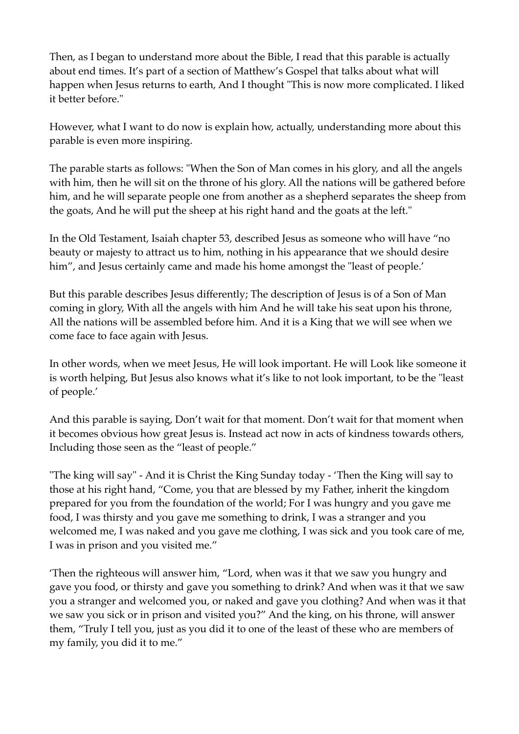Then, as I began to understand more about the Bible, I read that this parable is actually about end times. It's part of a section of Matthew's Gospel that talks about what will happen when Jesus returns to earth, And I thought "This is now more complicated. I liked it better before."

However, what I want to do now is explain how, actually, understanding more about this parable is even more inspiring.

The parable starts as follows: "When the Son of Man comes in his glory, and all the angels with him, then he will sit on the throne of his glory. All the nations will be gathered before him, and he will separate people one from another as a shepherd separates the sheep from the goats, And he will put the sheep at his right hand and the goats at the left."

In the Old Testament, Isaiah chapter 53, described Jesus as someone who will have "no beauty or majesty to attract us to him, nothing in his appearance that we should desire him", and Jesus certainly came and made his home amongst the "least of people.'

But this parable describes Jesus differently; The description of Jesus is of a Son of Man coming in glory, With all the angels with him And he will take his seat upon his throne, All the nations will be assembled before him. And it is a King that we will see when we come face to face again with Jesus.

In other words, when we meet Jesus, He will look important. He will Look like someone it is worth helping, But Jesus also knows what it's like to not look important, to be the "least of people.'

And this parable is saying, Don't wait for that moment. Don't wait for that moment when it becomes obvious how great Jesus is. Instead act now in acts of kindness towards others, Including those seen as the "least of people."

"The king will say" - And it is Christ the King Sunday today - 'Then the King will say to those at his right hand, "Come, you that are blessed by my Father, inherit the kingdom prepared for you from the foundation of the world; For I was hungry and you gave me food, I was thirsty and you gave me something to drink, I was a stranger and you welcomed me, I was naked and you gave me clothing, I was sick and you took care of me, I was in prison and you visited me."

'Then the righteous will answer him, "Lord, when was it that we saw you hungry and gave you food, or thirsty and gave you something to drink? And when was it that we saw you a stranger and welcomed you, or naked and gave you clothing? And when was it that we saw you sick or in prison and visited you?" And the king, on his throne, will answer them, "Truly I tell you, just as you did it to one of the least of these who are members of my family, you did it to me."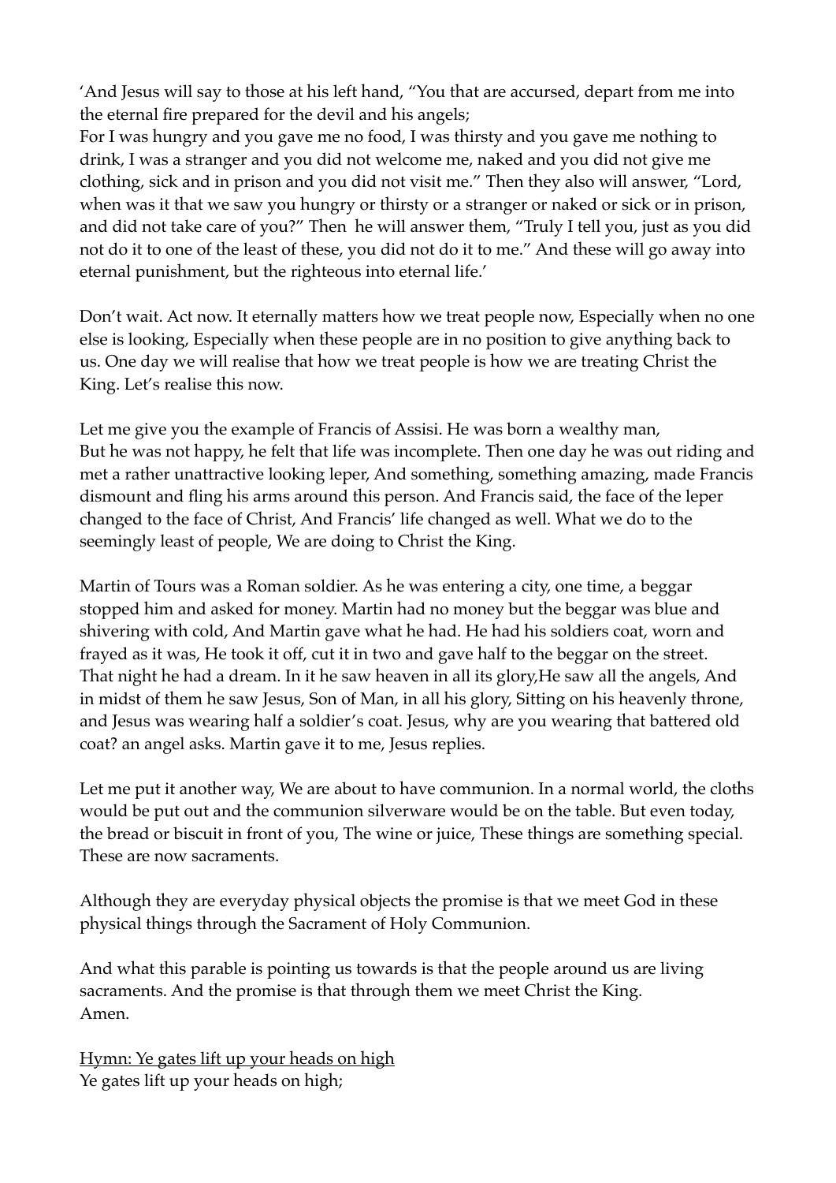'And Jesus will say to those at his left hand, "You that are accursed, depart from me into the eternal fire prepared for the devil and his angels;
For I was hungry and you gave me no food, I was thirsty and you gave me nothing to drink, I was a stranger and you did not welcome me, naked and you did not give me clothing, sick and in prison and you did not visit me." Then they also will answer, "Lord, when was it that we saw you hungry or thirsty or a stranger or naked or sick or in prison, and did not take care of you?" Then he will answer them, "Truly I tell you, just as you did not do it to one of the least of these, you did not do it to me." And these will go away into eternal punishment, but the righteous into eternal life.'

Don't wait. Act now. It eternally matters how we treat people now, Especially when no one else is looking, Especially when these people are in no position to give anything back to us. One day we will realise that how we treat people is how we are treating Christ the King. Let's realise this now.

Let me give you the example of Francis of Assisi. He was born a wealthy man,
But he was not happy, he felt that life was incomplete. Then one day he was out riding and met a rather unattractive looking leper, And something, something amazing, made Francis dismount and fling his arms around this person. And Francis said, the face of the leper changed to the face of Christ, And Francis' life changed as well. What we do to the seemingly least of people, We are doing to Christ the King.

Martin of Tours was a Roman soldier. As he was entering a city, one time, a beggar stopped him and asked for money. Martin had no money but the beggar was blue and shivering with cold, And Martin gave what he had. He had his soldiers coat, worn and frayed as it was, He took it off, cut it in two and gave half to the beggar on the street. That night he had a dream. In it he saw heaven in all its glory,He saw all the angels, And in midst of them he saw Jesus, Son of Man, in all his glory, Sitting on his heavenly throne, and Jesus was wearing half a soldier's coat. Jesus, why are you wearing that battered old coat? an angel asks. Martin gave it to me, Jesus replies.

Let me put it another way, We are about to have communion. In a normal world, the cloths would be put out and the communion silverware would be on the table. But even today, the bread or biscuit in front of you, The wine or juice, These things are something special. These are now sacraments.

Although they are everyday physical objects the promise is that we meet God in these physical things through the Sacrament of Holy Communion.

And what this parable is pointing us towards is that the people around us are living sacraments. And the promise is that through them we meet Christ the King.
Amen.

<u>Hymn: Ye gates lift up your heads on high</u>
Ye gates lift up your heads on high;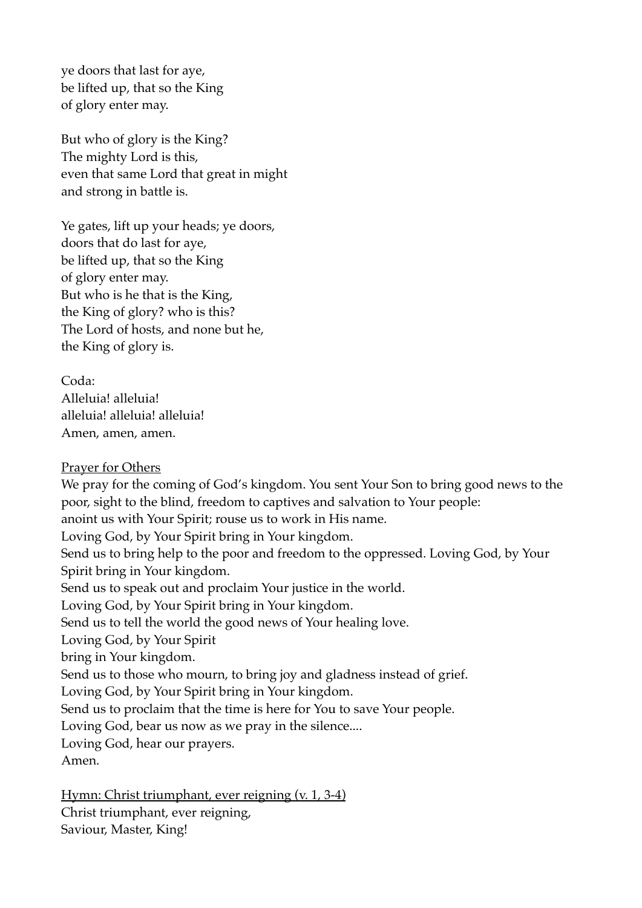ye doors that last for aye,  
be lifted up, that so the King  
of glory enter may.

But who of glory is the King?  
The mighty Lord is this,  
even that same Lord that great in might  
and strong in battle is.

Ye gates, lift up your heads; ye doors,  
doors that do last for aye,  
be lifted up, that so the King  
of glory enter may.  
But who is he that is the King,  
the King of glory? who is this?  
The Lord of hosts, and none but he,  
the King of glory is.

Coda:  
Alleluia! alleluia!  
alleluia! alleluia! alleluia!  
Amen, amen, amen.

<u>Prayer for Others</u>

We pray for the coming of God's kingdom. You sent Your Son to bring good news to the poor, sight to the blind, freedom to captives and salvation to Your people:  
anoint us with Your Spirit; rouse us to work in His name.  
Loving God, by Your Spirit bring in Your kingdom.  
Send us to bring help to the poor and freedom to the oppressed. Loving God, by Your Spirit bring in Your kingdom.  
Send us to speak out and proclaim Your justice in the world.  
Loving God, by Your Spirit bring in Your kingdom.  
Send us to tell the world the good news of Your healing love.  
Loving God, by Your Spirit  
bring in Your kingdom.  
Send us to those who mourn, to bring joy and gladness instead of grief.  
Loving God, by Your Spirit bring in Your kingdom.  
Send us to proclaim that the time is here for You to save Your people.  
Loving God, bear us now as we pray in the silence....  
Loving God, hear our prayers.  
Amen.

<u>Hymn: Christ triumphant, ever reigning (v. 1, 3-4)</u>

Christ triumphant, ever reigning,  
Saviour, Master, King!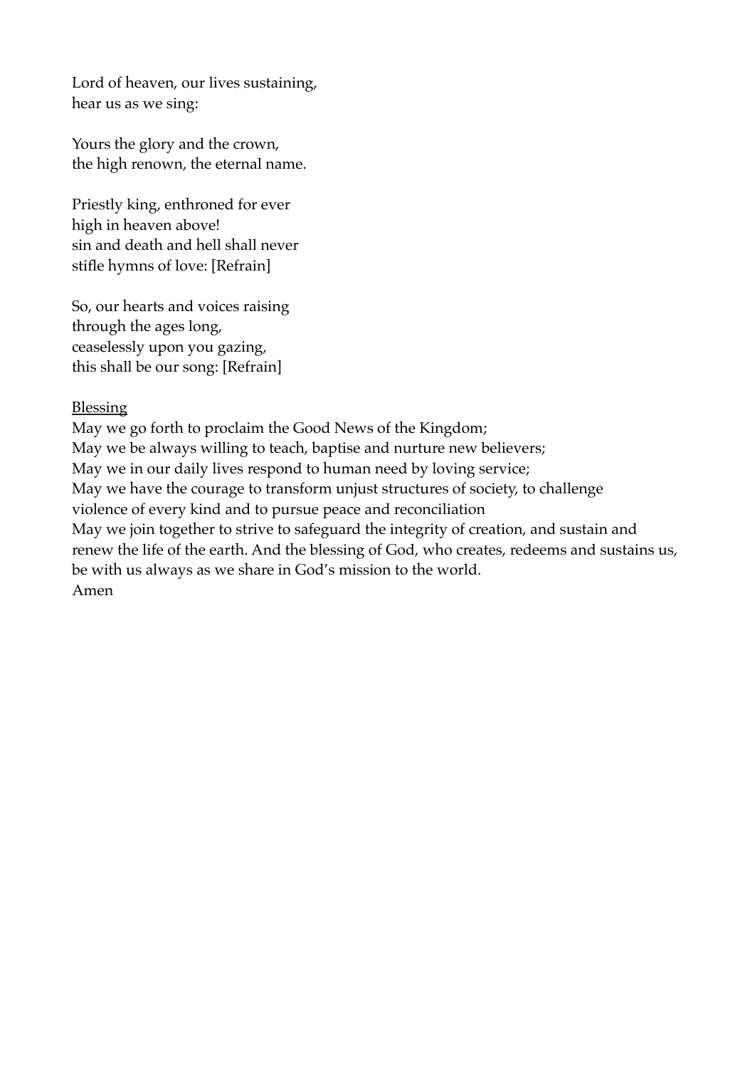Lord of heaven, our lives sustaining,
hear us as we sing:

Yours the glory and the crown,
the high renown, the eternal name.

Priestly king, enthroned for ever
high in heaven above!
sin and death and hell shall never
stifle hymns of love: [Refrain]

So, our hearts and voices raising
through the ages long,
ceaselessly upon you gazing,
this shall be our song: [Refrain]

<u>Blessing</u>

May we go forth to proclaim the Good News of the Kingdom;
May we be always willing to teach, baptise and nurture new believers;
May we in our daily lives respond to human need by loving service;
May we have the courage to transform unjust structures of society, to challenge violence of every kind and to pursue peace and reconciliation
May we join together to strive to safeguard the integrity of creation, and sustain and renew the life of the earth. And the blessing of God, who creates, redeems and sustains us, be with us always as we share in God's mission to the world.
Amen